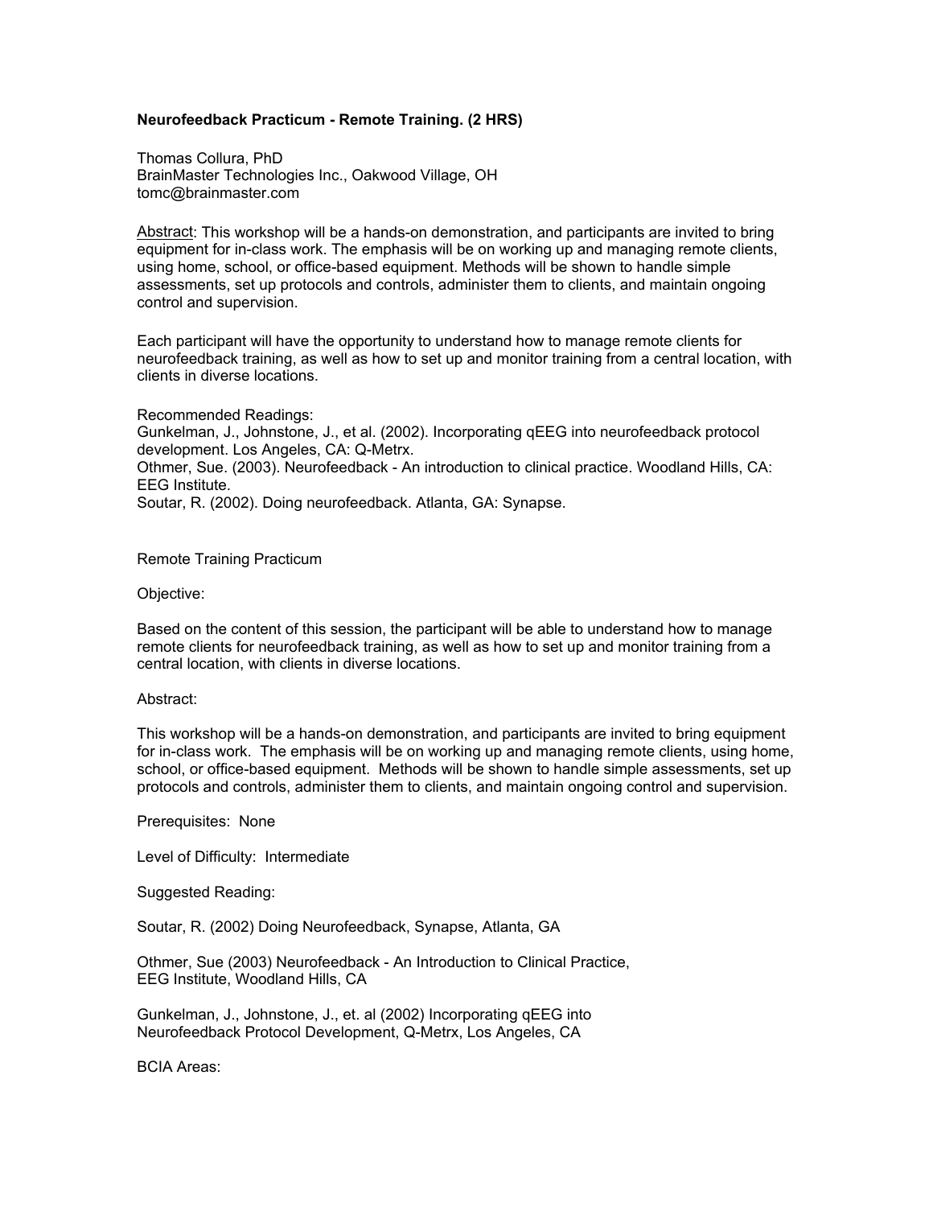**Neurofeedback Practicum - Remote Training. (2 HRS)**

Thomas Collura, PhD
BrainMaster Technologies Inc., Oakwood Village, OH
tomc@brainmaster.com

Abstract: This workshop will be a hands-on demonstration, and participants are invited to bring equipment for in-class work. The emphasis will be on working up and managing remote clients, using home, school, or office-based equipment. Methods will be shown to handle simple assessments, set up protocols and controls, administer them to clients, and maintain ongoing control and supervision.

Each participant will have the opportunity to understand how to manage remote clients for neurofeedback training, as well as how to set up and monitor training from a central location, with clients in diverse locations.

Recommended Readings:
Gunkelman, J., Johnstone, J., et al. (2002). Incorporating qEEG into neurofeedback protocol development. Los Angeles, CA: Q-Metrx.
Othmer, Sue. (2003). Neurofeedback - An introduction to clinical practice. Woodland Hills, CA: EEG Institute.
Soutar, R. (2002). Doing neurofeedback. Atlanta, GA: Synapse.

Remote Training Practicum

Objective:

Based on the content of this session, the participant will be able to understand how to manage remote clients for neurofeedback training, as well as how to set up and monitor training from a central location, with clients in diverse locations.

Abstract:

This workshop will be a hands-on demonstration, and participants are invited to bring equipment for in-class work. The emphasis will be on working up and managing remote clients, using home, school, or office-based equipment. Methods will be shown to handle simple assessments, set up protocols and controls, administer them to clients, and maintain ongoing control and supervision.

Prerequisites: None

Level of Difficulty: Intermediate

Suggested Reading:

Soutar, R. (2002) Doing Neurofeedback, Synapse, Atlanta, GA

Othmer, Sue (2003) Neurofeedback - An Introduction to Clinical Practice,
EEG Institute, Woodland Hills, CA

Gunkelman, J., Johnstone, J., et. al (2002) Incorporating qEEG into
Neurofeedback Protocol Development, Q-Metrx, Los Angeles, CA

BCIA Areas: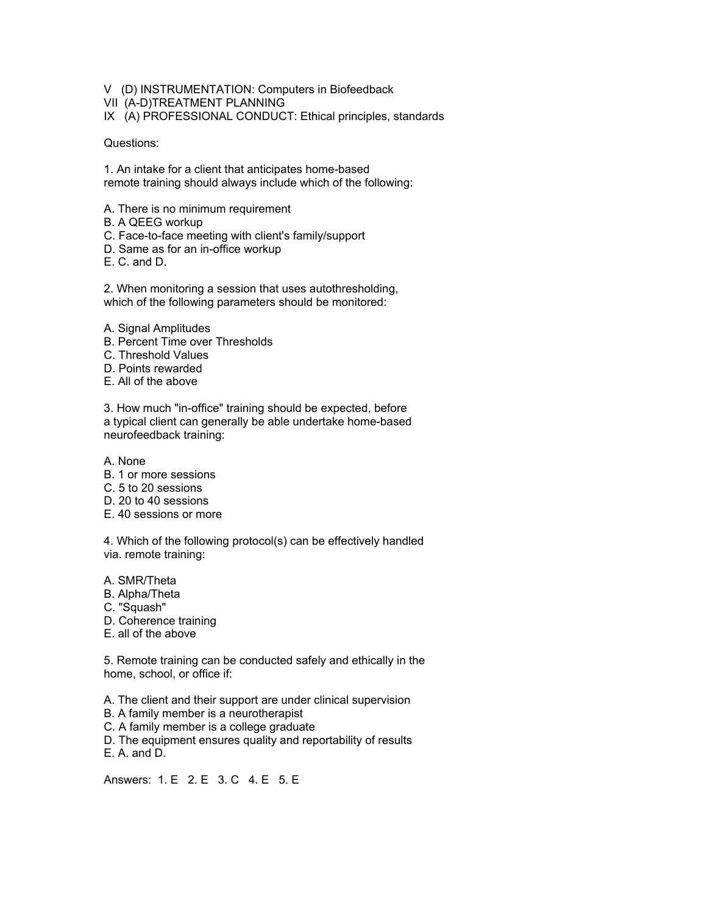V (D) INSTRUMENTATION: Computers in Biofeedback
VII (A-D)TREATMENT PLANNING
IX (A) PROFESSIONAL CONDUCT: Ethical principles, standards

Questions:

1. An intake for a client that anticipates home-based remote training should always include which of the following:

A. There is no minimum requirement
B. A QEEG workup
C. Face-to-face meeting with client's family/support
D. Same as for an in-office workup
E. C. and D.

2. When monitoring a session that uses autothresholding, which of the following parameters should be monitored:

A. Signal Amplitudes
B. Percent Time over Thresholds
C. Threshold Values
D. Points rewarded
E. All of the above

3. How much "in-office" training should be expected, before a typical client can generally be able undertake home-based neurofeedback training:

A. None
B. 1 or more sessions
C. 5 to 20 sessions
D. 20 to 40 sessions
E. 40 sessions or more

4. Which of the following protocol(s) can be effectively handled via. remote training:

A. SMR/Theta
B. Alpha/Theta
C. "Squash"
D. Coherence training
E. all of the above

5. Remote training can be conducted safely and ethically in the home, school, or office if:

A. The client and their support are under clinical supervision
B. A family member is a neurotherapist
C. A family member is a college graduate
D. The equipment ensures quality and reportability of results
E. A. and D.

Answers: 1. E 2. E 3. C 4. E 5. E